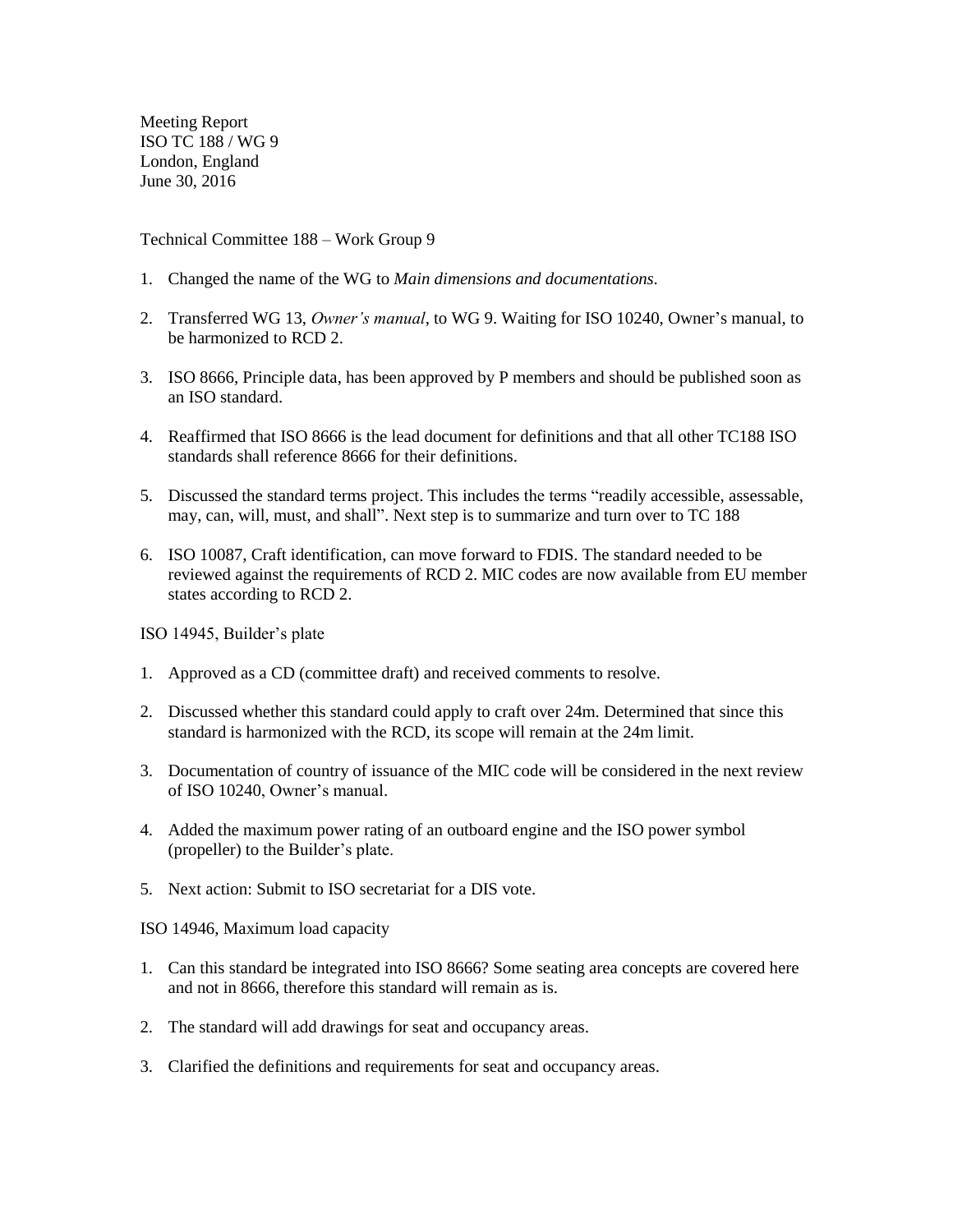Meeting Report
ISO TC 188 / WG 9
London, England
June 30, 2016

Technical Committee 188 – Work Group 9

1. Changed the name of the WG to *Main dimensions and documentations.*

2. Transferred WG 13, *Owner's manual*, to WG 9. Waiting for ISO 10240, Owner's manual, to be harmonized to RCD 2.

3. ISO 8666, Principle data, has been approved by P members and should be published soon as an ISO standard.

4. Reaffirmed that ISO 8666 is the lead document for definitions and that all other TC188 ISO standards shall reference 8666 for their definitions.

5. Discussed the standard terms project. This includes the terms "readily accessible, assessable, may, can, will, must, and shall". Next step is to summarize and turn over to TC 188

6. ISO 10087, Craft identification, can move forward to FDIS. The standard needed to be reviewed against the requirements of RCD 2. MIC codes are now available from EU member states according to RCD 2.

ISO 14945, Builder's plate

1. Approved as a CD (committee draft) and received comments to resolve.

2. Discussed whether this standard could apply to craft over 24m. Determined that since this standard is harmonized with the RCD, its scope will remain at the 24m limit.

3. Documentation of country of issuance of the MIC code will be considered in the next review of ISO 10240, Owner's manual.

4. Added the maximum power rating of an outboard engine and the ISO power symbol (propeller) to the Builder's plate.

5. Next action: Submit to ISO secretariat for a DIS vote.

ISO 14946, Maximum load capacity

1. Can this standard be integrated into ISO 8666? Some seating area concepts are covered here and not in 8666, therefore this standard will remain as is.

2. The standard will add drawings for seat and occupancy areas.

3. Clarified the definitions and requirements for seat and occupancy areas.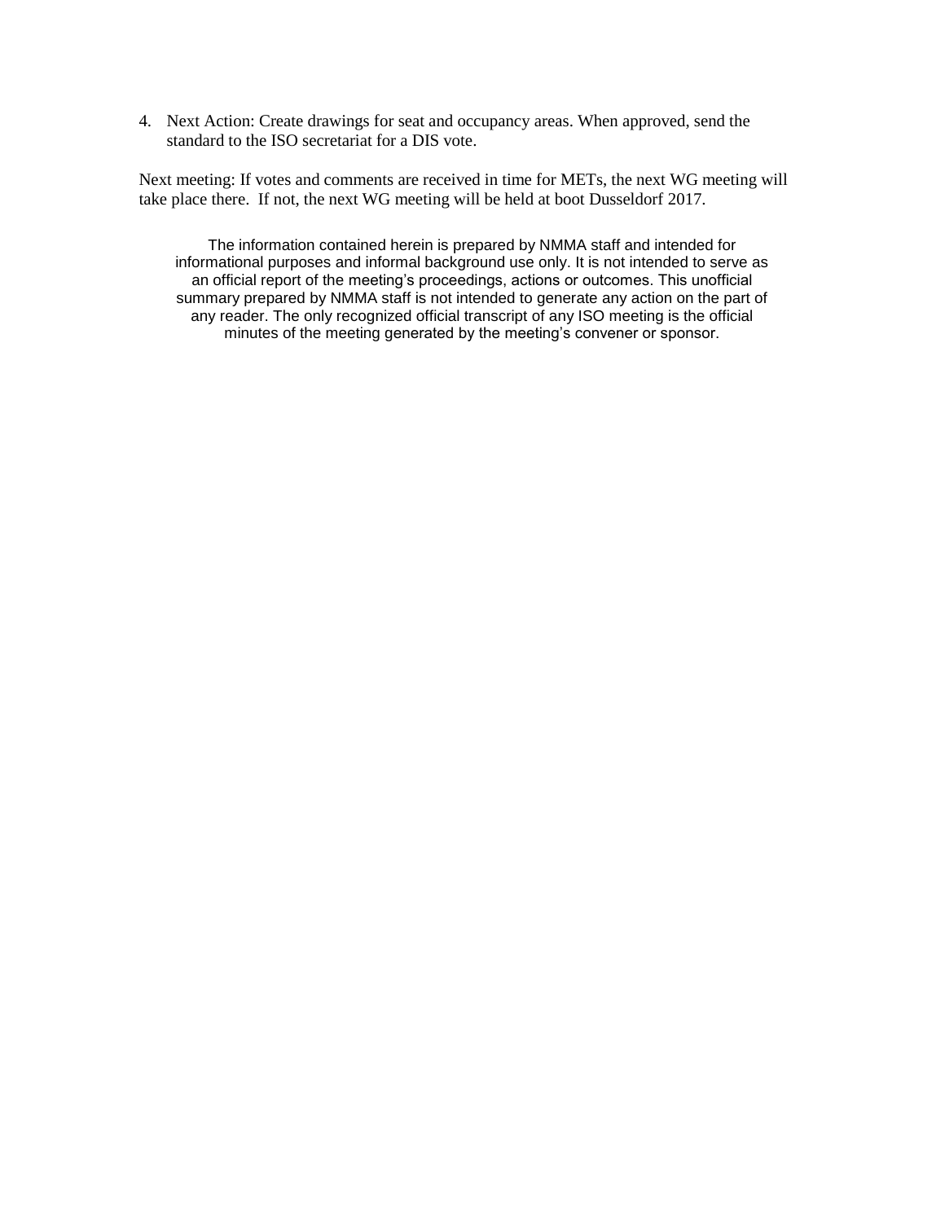4. Next Action: Create drawings for seat and occupancy areas. When approved, send the standard to the ISO secretariat for a DIS vote.

Next meeting: If votes and comments are received in time for METs, the next WG meeting will take place there. If not, the next WG meeting will be held at boot Dusseldorf 2017.

The information contained herein is prepared by NMMA staff and intended for informational purposes and informal background use only. It is not intended to serve as an official report of the meeting's proceedings, actions or outcomes. This unofficial summary prepared by NMMA staff is not intended to generate any action on the part of any reader. The only recognized official transcript of any ISO meeting is the official minutes of the meeting generated by the meeting's convener or sponsor.